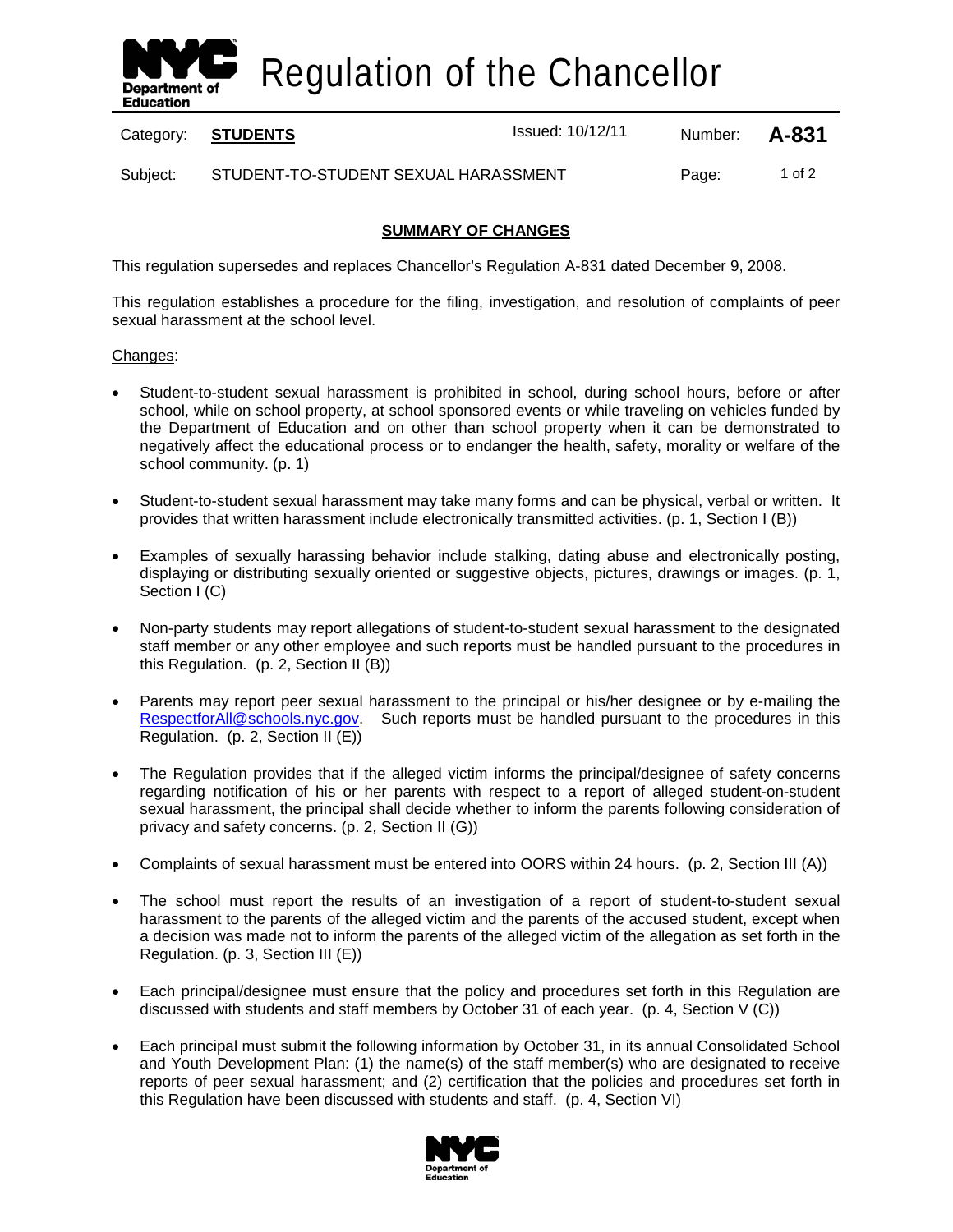# Regulation of the Chancellor

| Category: | **STUDENTS** | Issued: 10/12/11 | Number: | **A-831** |
|---|---|---|---|---|
| Subject: | STUDENT-TO-STUDENT SEXUAL HARASSMENT | | | |

## SUMMARY OF CHANGES

This regulation supersedes and replaces Chancellor's Regulation A-831 dated December 9, 2008.

This regulation establishes a procedure for the filing, investigation, and resolution of complaints of peer sexual harassment at the school level.

Changes:

- Student-to-student sexual harassment is prohibited in school, during school hours, before or after school, while on school property, at school sponsored events or while traveling on vehicles funded by the Department of Education and on other than school property when it can be demonstrated to negatively affect the educational process or to endanger the health, safety, morality or welfare of the school community. (p. 1)

- Student-to-student sexual harassment may take many forms and can be physical, verbal or written. It provides that written harassment include electronically transmitted activities. (p. 1, Section I (B))

- Examples of sexually harassing behavior include stalking, dating abuse and electronically posting, displaying or distributing sexually oriented or suggestive objects, pictures, drawings or images. (p. 1, Section I (C)

- Non-party students may report allegations of student-to-student sexual harassment to the designated staff member or any other employee and such reports must be handled pursuant to the procedures in this Regulation. (p. 2, Section II (B))

- Parents may report peer sexual harassment to the principal or his/her designee or by e-mailing the RespectforAll@schools.nyc.gov. Such reports must be handled pursuant to the procedures in this Regulation. (p. 2, Section II (E))

- The Regulation provides that if the alleged victim informs the principal/designee of safety concerns regarding notification of his or her parents with respect to a report of alleged student-on-student sexual harassment, the principal shall decide whether to inform the parents following consideration of privacy and safety concerns. (p. 2, Section II (G))

- Complaints of sexual harassment must be entered into OORS within 24 hours. (p. 2, Section III (A))

- The school must report the results of an investigation of a report of student-to-student sexual harassment to the parents of the alleged victim and the parents of the accused student, except when a decision was made not to inform the parents of the alleged victim of the allegation as set forth in the Regulation. (p. 3, Section III (E))

- Each principal/designee must ensure that the policy and procedures set forth in this Regulation are discussed with students and staff members by October 31 of each year. (p. 4, Section V (C))

- Each principal must submit the following information by October 31, in its annual Consolidated School and Youth Development Plan: (1) the name(s) of the staff member(s) who are designated to receive reports of peer sexual harassment; and (2) certification that the policies and procedures set forth in this Regulation have been discussed with students and staff. (p. 4, Section VI)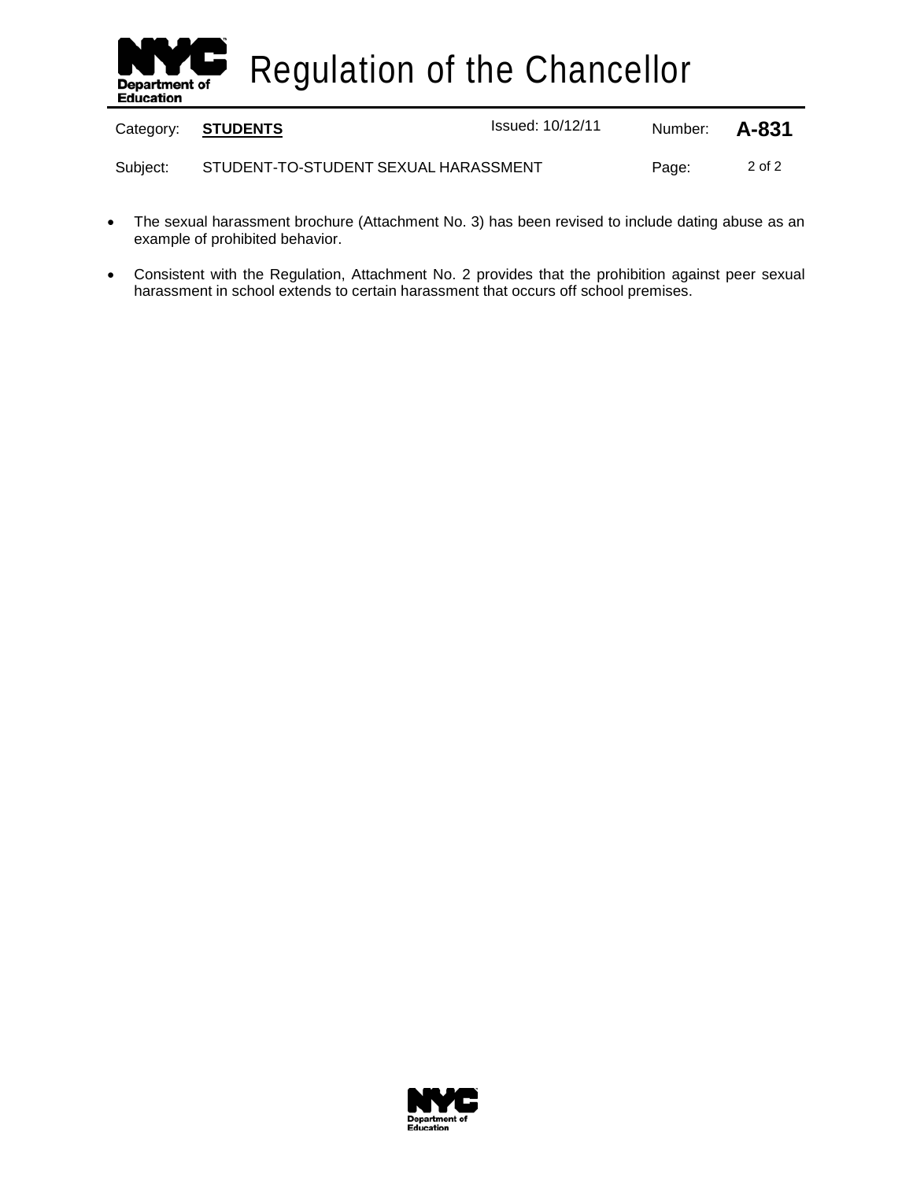- The sexual harassment brochure (Attachment No. 3) has been revised to include dating abuse as an example of prohibited behavior.
- Consistent with the Regulation, Attachment No. 2 provides that the prohibition against peer sexual harassment in school extends to certain harassment that occurs off school premises.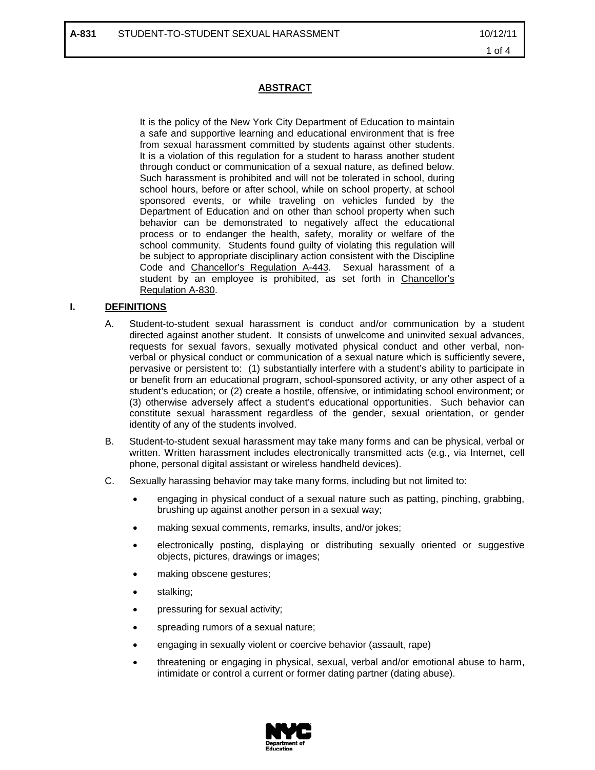## ABSTRACT

It is the policy of the New York City Department of Education to maintain a safe and supportive learning and educational environment that is free from sexual harassment committed by students against other students. It is a violation of this regulation for a student to harass another student through conduct or communication of a sexual nature, as defined below. Such harassment is prohibited and will not be tolerated in school, during school hours, before or after school, while on school property, at school sponsored events, or while traveling on vehicles funded by the Department of Education and on other than school property when such behavior can be demonstrated to negatively affect the educational process or to endanger the health, safety, morality or welfare of the school community. Students found guilty of violating this regulation will be subject to appropriate disciplinary action consistent with the Discipline Code and Chancellor's Regulation A-443. Sexual harassment of a student by an employee is prohibited, as set forth in Chancellor's Regulation A-830.

## I. DEFINITIONS

A. Student-to-student sexual harassment is conduct and/or communication by a student directed against another student. It consists of unwelcome and uninvited sexual advances, requests for sexual favors, sexually motivated physical conduct and other verbal, non-verbal or physical conduct or communication of a sexual nature which is sufficiently severe, pervasive or persistent to: (1) substantially interfere with a student's ability to participate in or benefit from an educational program, school-sponsored activity, or any other aspect of a student's education; or (2) create a hostile, offensive, or intimidating school environment; or (3) otherwise adversely affect a student's educational opportunities. Such behavior can constitute sexual harassment regardless of the gender, sexual orientation, or gender identity of any of the students involved.

B. Student-to-student sexual harassment may take many forms and can be physical, verbal or written. Written harassment includes electronically transmitted acts (e.g., via Internet, cell phone, personal digital assistant or wireless handheld devices).

C. Sexually harassing behavior may take many forms, including but not limited to:

- engaging in physical conduct of a sexual nature such as patting, pinching, grabbing, brushing up against another person in a sexual way;
- making sexual comments, remarks, insults, and/or jokes;
- electronically posting, displaying or distributing sexually oriented or suggestive objects, pictures, drawings or images;
- making obscene gestures;
- stalking;
- pressuring for sexual activity;
- spreading rumors of a sexual nature;
- engaging in sexually violent or coercive behavior (assault, rape)
- threatening or engaging in physical, sexual, verbal and/or emotional abuse to harm, intimidate or control a current or former dating partner (dating abuse).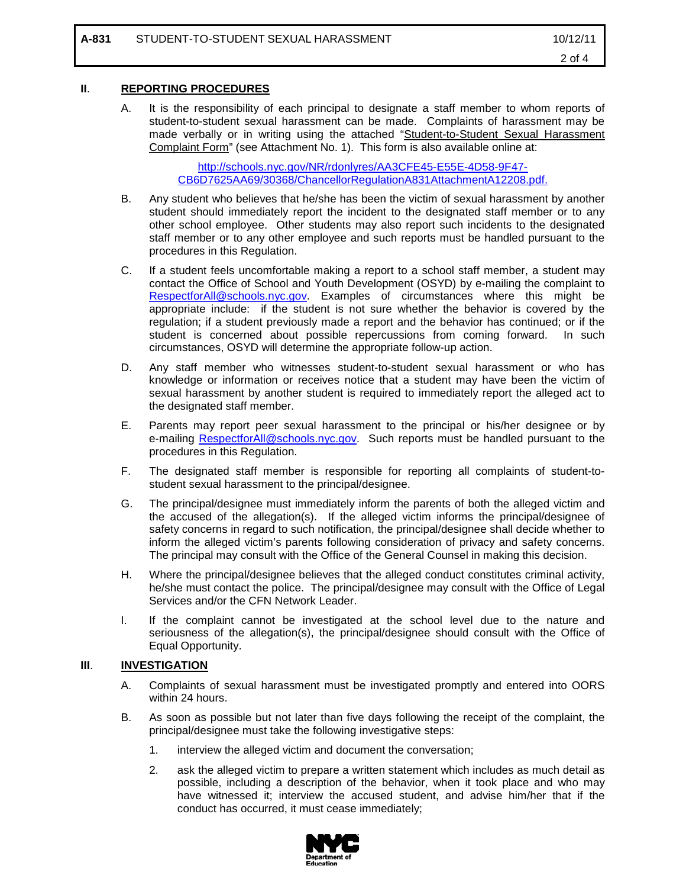## II. REPORTING PROCEDURES

A. It is the responsibility of each principal to designate a staff member to whom reports of student-to-student sexual harassment can be made. Complaints of harassment may be made verbally or in writing using the attached "Student-to-Student Sexual Harassment Complaint Form" (see Attachment No. 1). This form is also available online at:

http://schools.nyc.gov/NR/rdonlyres/AA3CFE45-E55E-4D58-9F47-CB6D7625AA69/30368/ChancellorRegulationA831AttachmentA12208.pdf.

B. Any student who believes that he/she has been the victim of sexual harassment by another student should immediately report the incident to the designated staff member or to any other school employee. Other students may also report such incidents to the designated staff member or to any other employee and such reports must be handled pursuant to the procedures in this Regulation.

C. If a student feels uncomfortable making a report to a school staff member, a student may contact the Office of School and Youth Development (OSYD) by e-mailing the complaint to RespectforAll@schools.nyc.gov. Examples of circumstances where this might be appropriate include: if the student is not sure whether the behavior is covered by the regulation; if a student previously made a report and the behavior has continued; or if the student is concerned about possible repercussions from coming forward. In such circumstances, OSYD will determine the appropriate follow-up action.

D. Any staff member who witnesses student-to-student sexual harassment or who has knowledge or information or receives notice that a student may have been the victim of sexual harassment by another student is required to immediately report the alleged act to the designated staff member.

E. Parents may report peer sexual harassment to the principal or his/her designee or by e-mailing RespectforAll@schools.nyc.gov. Such reports must be handled pursuant to the procedures in this Regulation.

F. The designated staff member is responsible for reporting all complaints of student-to-student sexual harassment to the principal/designee.

G. The principal/designee must immediately inform the parents of both the alleged victim and the accused of the allegation(s). If the alleged victim informs the principal/designee of safety concerns in regard to such notification, the principal/designee shall decide whether to inform the alleged victim's parents following consideration of privacy and safety concerns. The principal may consult with the Office of the General Counsel in making this decision.

H. Where the principal/designee believes that the alleged conduct constitutes criminal activity, he/she must contact the police. The principal/designee may consult with the Office of Legal Services and/or the CFN Network Leader.

I. If the complaint cannot be investigated at the school level due to the nature and seriousness of the allegation(s), the principal/designee should consult with the Office of Equal Opportunity.

## III. INVESTIGATION

A. Complaints of sexual harassment must be investigated promptly and entered into OORS within 24 hours.

B. As soon as possible but not later than five days following the receipt of the complaint, the principal/designee must take the following investigative steps:

1. interview the alleged victim and document the conversation;

2. ask the alleged victim to prepare a written statement which includes as much detail as possible, including a description of the behavior, when it took place and who may have witnessed it; interview the accused student, and advise him/her that if the conduct has occurred, it must cease immediately;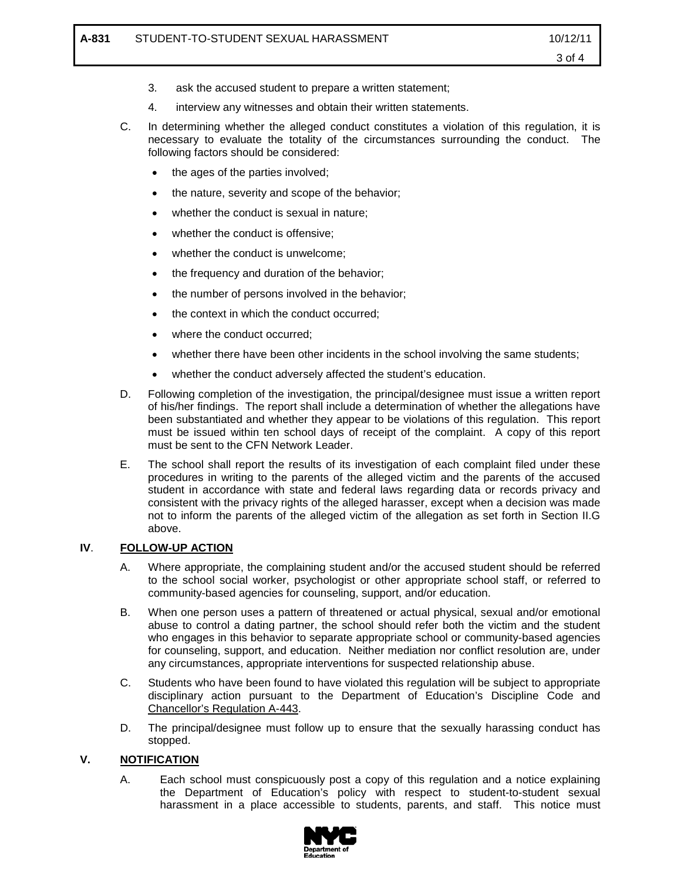3. ask the accused student to prepare a written statement;

4. interview any witnesses and obtain their written statements.

C. In determining whether the alleged conduct constitutes a violation of this regulation, it is necessary to evaluate the totality of the circumstances surrounding the conduct. The following factors should be considered:

- the ages of the parties involved;
- the nature, severity and scope of the behavior;
- whether the conduct is sexual in nature;
- whether the conduct is offensive;
- whether the conduct is unwelcome;
- the frequency and duration of the behavior;
- the number of persons involved in the behavior;
- the context in which the conduct occurred;
- where the conduct occurred;
- whether there have been other incidents in the school involving the same students;
- whether the conduct adversely affected the student's education.

D. Following completion of the investigation, the principal/designee must issue a written report of his/her findings. The report shall include a determination of whether the allegations have been substantiated and whether they appear to be violations of this regulation. This report must be issued within ten school days of receipt of the complaint. A copy of this report must be sent to the CFN Network Leader.

E. The school shall report the results of its investigation of each complaint filed under these procedures in writing to the parents of the alleged victim and the parents of the accused student in accordance with state and federal laws regarding data or records privacy and consistent with the privacy rights of the alleged harasser, except when a decision was made not to inform the parents of the alleged victim of the allegation as set forth in Section II.G above.

## IV. FOLLOW-UP ACTION

A. Where appropriate, the complaining student and/or the accused student should be referred to the school social worker, psychologist or other appropriate school staff, or referred to community-based agencies for counseling, support, and/or education.

B. When one person uses a pattern of threatened or actual physical, sexual and/or emotional abuse to control a dating partner, the school should refer both the victim and the student who engages in this behavior to separate appropriate school or community-based agencies for counseling, support, and education. Neither mediation nor conflict resolution are, under any circumstances, appropriate interventions for suspected relationship abuse.

C. Students who have been found to have violated this regulation will be subject to appropriate disciplinary action pursuant to the Department of Education's Discipline Code and Chancellor's Regulation A-443.

D. The principal/designee must follow up to ensure that the sexually harassing conduct has stopped.

## V. NOTIFICATION

A. Each school must conspicuously post a copy of this regulation and a notice explaining the Department of Education's policy with respect to student-to-student sexual harassment in a place accessible to students, parents, and staff. This notice must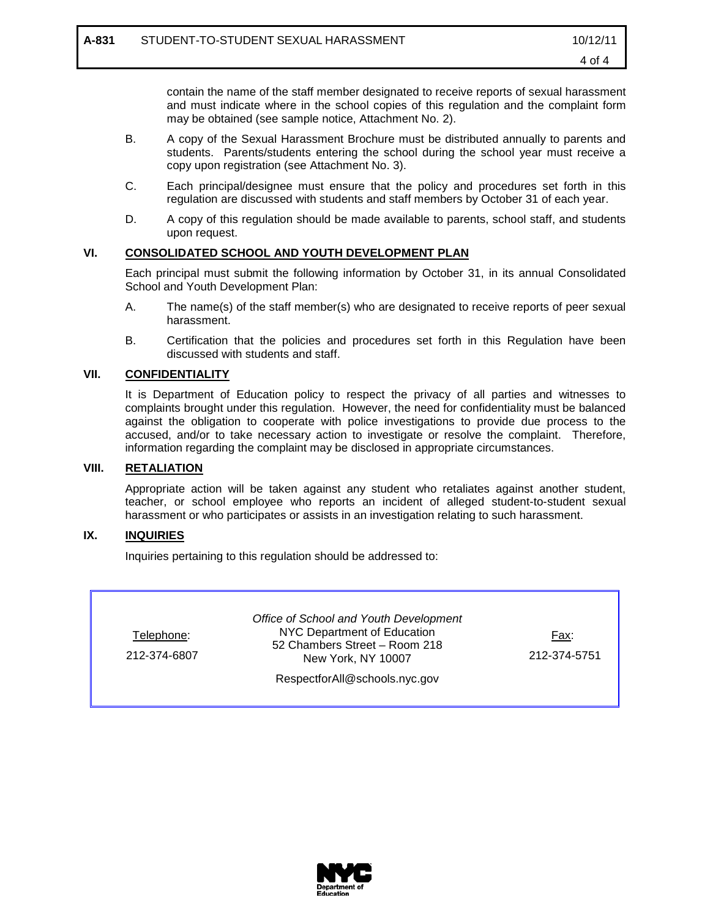contain the name of the staff member designated to receive reports of sexual harassment and must indicate where in the school copies of this regulation and the complaint form may be obtained (see sample notice, Attachment No. 2).

B. A copy of the Sexual Harassment Brochure must be distributed annually to parents and students. Parents/students entering the school during the school year must receive a copy upon registration (see Attachment No. 3).

C. Each principal/designee must ensure that the policy and procedures set forth in this regulation are discussed with students and staff members by October 31 of each year.

D. A copy of this regulation should be made available to parents, school staff, and students upon request.

## VI. CONSOLIDATED SCHOOL AND YOUTH DEVELOPMENT PLAN

Each principal must submit the following information by October 31, in its annual Consolidated School and Youth Development Plan:

A. The name(s) of the staff member(s) who are designated to receive reports of peer sexual harassment.

B. Certification that the policies and procedures set forth in this Regulation have been discussed with students and staff.

## VII. CONFIDENTIALITY

It is Department of Education policy to respect the privacy of all parties and witnesses to complaints brought under this regulation. However, the need for confidentiality must be balanced against the obligation to cooperate with police investigations to provide due process to the accused, and/or to take necessary action to investigate or resolve the complaint. Therefore, information regarding the complaint may be disclosed in appropriate circumstances.

## VIII. RETALIATION

Appropriate action will be taken against any student who retaliates against another student, teacher, or school employee who reports an incident of alleged student-to-student sexual harassment or who participates or assists in an investigation relating to such harassment.

## IX. INQUIRIES

Inquiries pertaining to this regulation should be addressed to:

| Telephone: | *Office of School and Youth Development* | Fax: |
| --- | --- | --- |
| 212-374-6807 | NYC Department of Education<br>52 Chambers Street – Room 218<br>New York, NY 10007<br><br>RespectforAll@schools.nyc.gov | 212-374-5751 |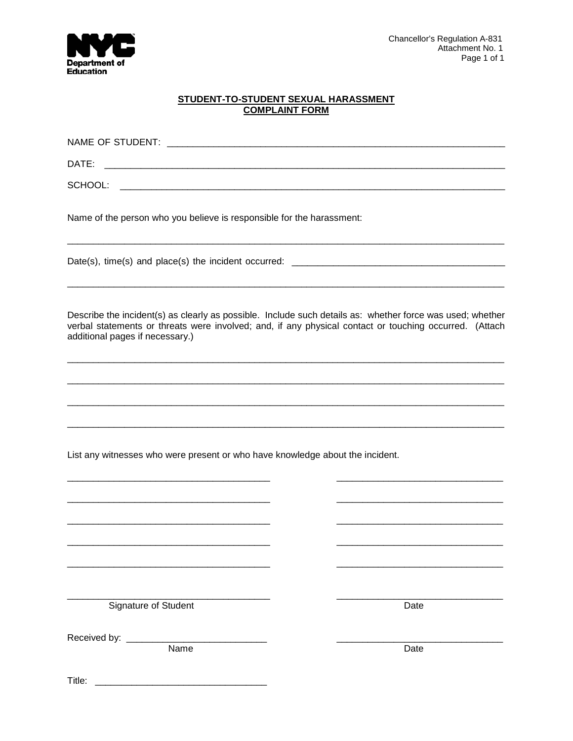Chancellor's Regulation A-831
Attachment No. 1

## STUDENT-TO-STUDENT SEXUAL HARASSMENT COMPLAINT FORM

NAME OF STUDENT: ______________________________________________________________

DATE: ______________________________________________________________

SCHOOL: ______________________________________________________________

Name of the person who you believe is responsible for the harassment:

______________________________________________________________

Date(s), time(s) and place(s) the incident occurred: ________________________________

______________________________________________________________

Describe the incident(s) as clearly as possible. Include such details as: whether force was used; whether verbal statements or threats were involved; and, if any physical contact or touching occurred. (Attach additional pages if necessary.)

______________________________________________________________

______________________________________________________________

______________________________________________________________

______________________________________________________________

List any witnesses who were present or who have knowledge about the incident.

______________________________ ______________________________

______________________________ ______________________________

______________________________ ______________________________

______________________________ ______________________________

______________________________ ______________________________

______________________________ ______________________________
Signature of Student Date

Received by: ______________________________ ______________________________
Name Date

Title: ______________________________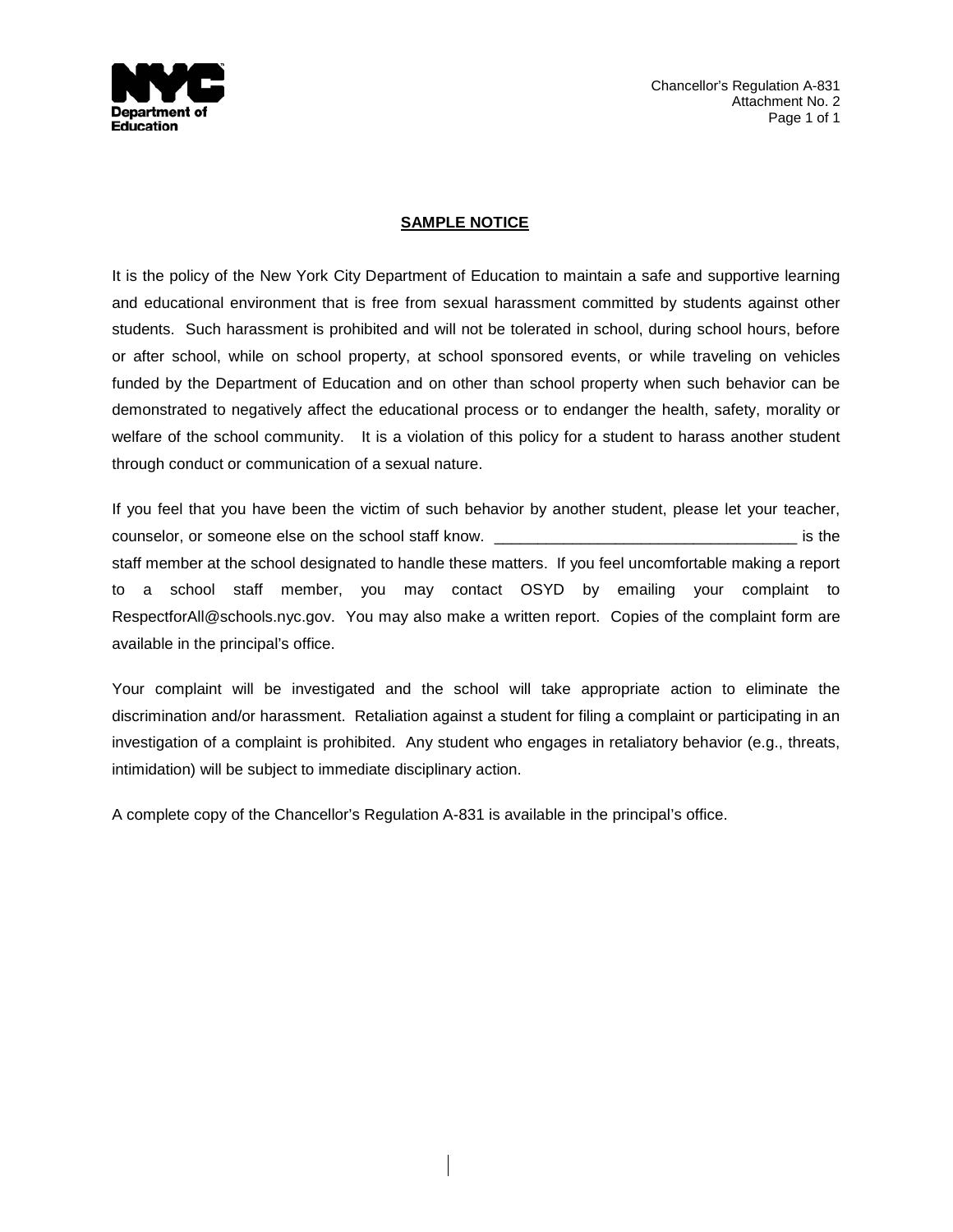## SAMPLE NOTICE

It is the policy of the New York City Department of Education to maintain a safe and supportive learning and educational environment that is free from sexual harassment committed by students against other students. Such harassment is prohibited and will not be tolerated in school, during school hours, before or after school, while on school property, at school sponsored events, or while traveling on vehicles funded by the Department of Education and on other than school property when such behavior can be demonstrated to negatively affect the educational process or to endanger the health, safety, morality or welfare of the school community. It is a violation of this policy for a student to harass another student through conduct or communication of a sexual nature.

If you feel that you have been the victim of such behavior by another student, please let your teacher, counselor, or someone else on the school staff know. ___________________________________ is the staff member at the school designated to handle these matters. If you feel uncomfortable making a report to a school staff member, you may contact OSYD by emailing your complaint to RespectforAll@schools.nyc.gov. You may also make a written report. Copies of the complaint form are available in the principal's office.

Your complaint will be investigated and the school will take appropriate action to eliminate the discrimination and/or harassment. Retaliation against a student for filing a complaint or participating in an investigation of a complaint is prohibited. Any student who engages in retaliatory behavior (e.g., threats, intimidation) will be subject to immediate disciplinary action.

A complete copy of the Chancellor's Regulation A-831 is available in the principal's office.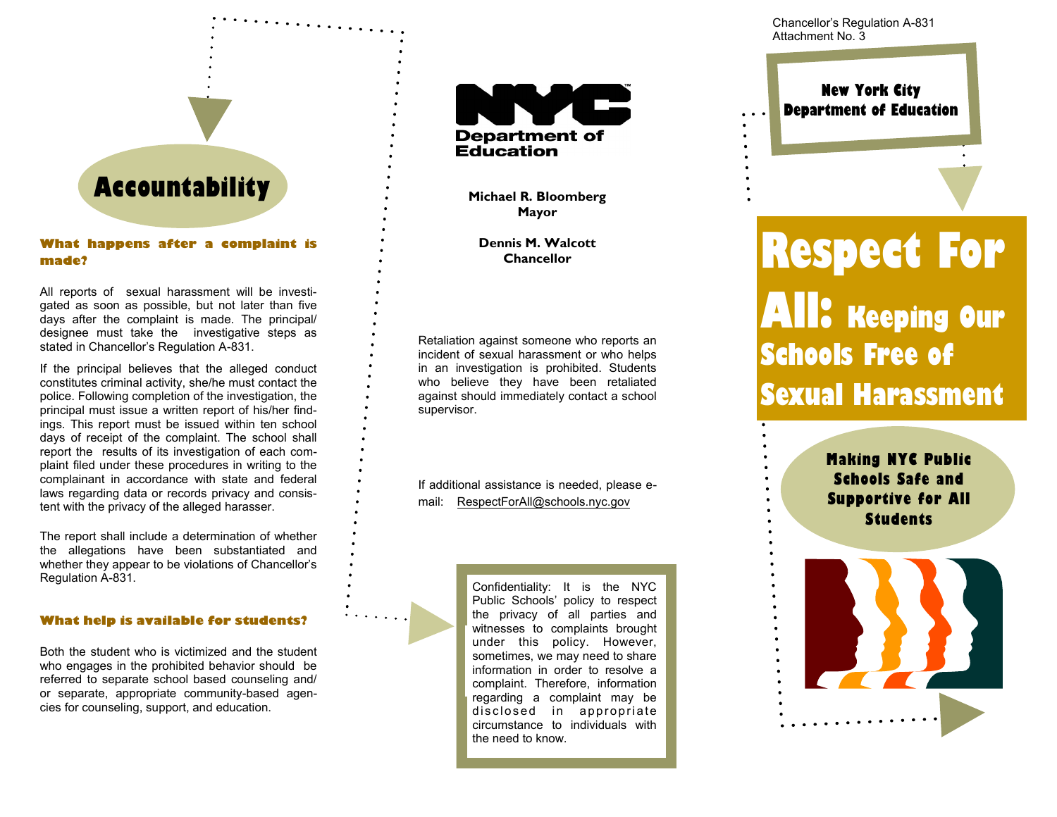## Accountability

### What happens after a complaint is made?

All reports of sexual harassment will be investigated as soon as possible, but not later than five days after the complaint is made. The principal/designee must take the investigative steps as stated in Chancellor's Regulation A-831.

If the principal believes that the alleged conduct constitutes criminal activity, she/he must contact the police. Following completion of the investigation, the principal must issue a written report of his/her findings. This report must be issued within ten school days of receipt of the complaint. The school shall report the results of its investigation of each complaint filed under these procedures in writing to the complainant in accordance with state and federal laws regarding data or records privacy and consistent with the privacy of the alleged harasser.

The report shall include a determination of whether the allegations have been substantiated and whether they appear to be violations of Chancellor's Regulation A-831.

### What help is available for students?

Both the student who is victimized and the student who engages in the prohibited behavior should be referred to separate school based counseling and/or separate, appropriate community-based agencies for counseling, support, and education.

NYC Department of Education

**Michael R. Bloomberg**
**Mayor**

**Dennis M. Walcott**
**Chancellor**

Retaliation against someone who reports an incident of sexual harassment or who helps in an investigation is prohibited. Students who believe they have been retaliated against should immediately contact a school supervisor.

If additional assistance is needed, please e-mail: RespectForAll@schools.nyc.gov

Confidentiality: It is the NYC Public Schools' policy to respect the privacy of all parties and witnesses to complaints brought under this policy. However, sometimes, we may need to share information in order to resolve a complaint. Therefore, information regarding a complaint may be disclosed in appropriate circumstance to individuals with the need to know.

Chancellor's Regulation A-831
Attachment No. 3

**New York City Department of Education**

# Respect For All: Keeping Our Schools Free of Sexual Harassment

**Making NYC Public Schools Safe and Supportive for All Students**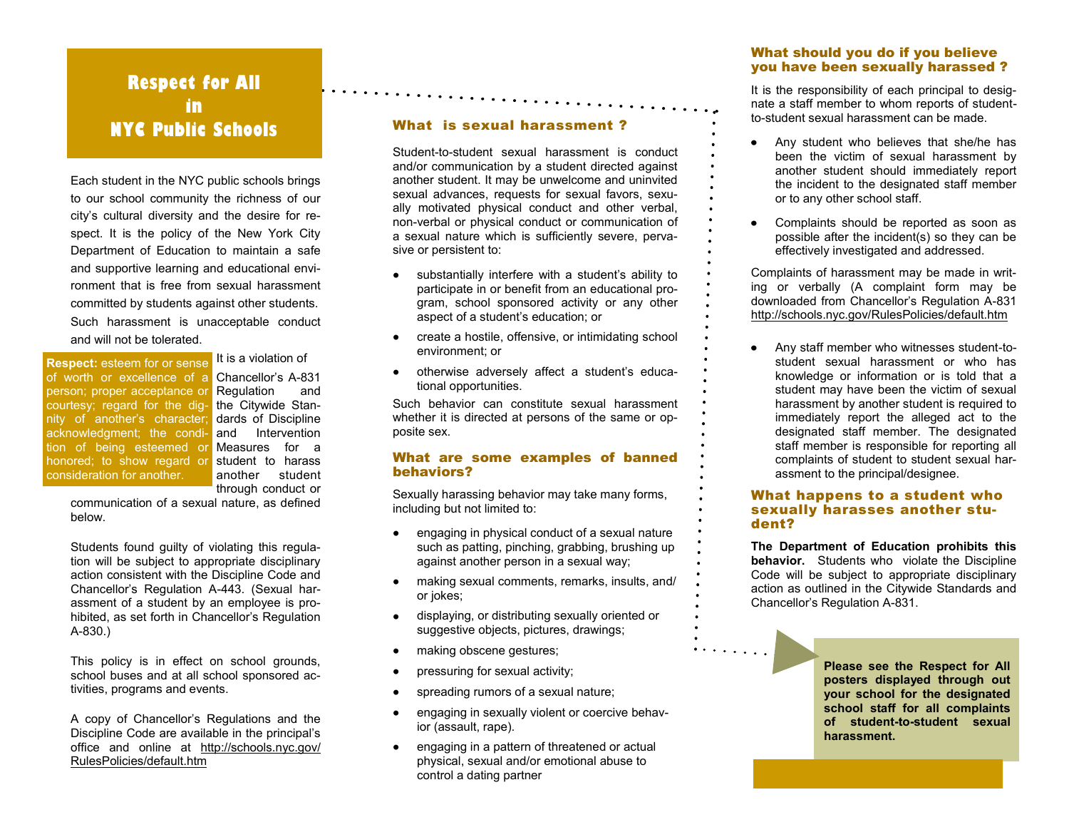# Respect for All in NYC Public Schools

Each student in the NYC public schools brings to our school community the richness of our city's cultural diversity and the desire for respect. It is the policy of the New York City Department of Education to maintain a safe and supportive learning and educational environment that is free from sexual harassment committed by students against other students. Such harassment is unacceptable conduct and will not be tolerated.

**Respect:** esteem for or sense of worth or excellence of a person; proper acceptance or courtesy; regard for the dignity of another's character; acknowledgment; the condition of being esteemed or honored; to show regard or consideration for another.

It is a violation of Chancellor's A-831 Regulation and the Citywide Standards of Discipline and Intervention Measures for a student to harass another student through conduct or communication of a sexual nature, as defined below.

Students found guilty of violating this regulation will be subject to appropriate disciplinary action consistent with the Discipline Code and Chancellor's Regulation A-443. (Sexual harassment of a student by an employee is prohibited, as set forth in Chancellor's Regulation A-830.)

This policy is in effect on school grounds, school buses and at all school sponsored activities, programs and events.

A copy of Chancellor's Regulations and the Discipline Code are available in the principal's office and online at http://schools.nyc.gov/RulesPolicies/default.htm

## What is sexual harassment ?

Student-to-student sexual harassment is conduct and/or communication by a student directed against another student. It may be unwelcome and uninvited sexual advances, requests for sexual favors, sexually motivated physical conduct and other verbal, non-verbal or physical conduct or communication of a sexual nature which is sufficiently severe, pervasive or persistent to:

- substantially interfere with a student's ability to participate in or benefit from an educational program, school sponsored activity or any other aspect of a student's education; or
- create a hostile, offensive, or intimidating school environment; or
- otherwise adversely affect a student's educational opportunities.

Such behavior can constitute sexual harassment whether it is directed at persons of the same or opposite sex.

## What are some examples of banned behaviors?

Sexually harassing behavior may take many forms, including but not limited to:

- engaging in physical conduct of a sexual nature such as patting, pinching, grabbing, brushing up against another person in a sexual way;
- making sexual comments, remarks, insults, and/or jokes;
- displaying, or distributing sexually oriented or suggestive objects, pictures, drawings;
- making obscene gestures;
- pressuring for sexual activity;
- spreading rumors of a sexual nature;
- engaging in sexually violent or coercive behavior (assault, rape).
- engaging in a pattern of threatened or actual physical, sexual and/or emotional abuse to control a dating partner

## What should you do if you believe you have been sexually harassed ?

It is the responsibility of each principal to designate a staff member to whom reports of student-to-student sexual harassment can be made.

- Any student who believes that she/he has been the victim of sexual harassment by another student should immediately report the incident to the designated staff member or to any other school staff.
- Complaints should be reported as soon as possible after the incident(s) so they can be effectively investigated and addressed.

Complaints of harassment may be made in writing or verbally (A complaint form may be downloaded from Chancellor's Regulation A-831 http://schools.nyc.gov/RulesPolicies/default.htm

- Any staff member who witnesses student-to-student sexual harassment or who has knowledge or information or is told that a student may have been the victim of sexual harassment by another student is required to immediately report the alleged act to the designated staff member. The designated staff member is responsible for reporting all complaints of student to student sexual harassment to the principal/designee.

## What happens to a student who sexually harasses another student?

**The Department of Education prohibits this behavior.** Students who violate the Discipline Code will be subject to appropriate disciplinary action as outlined in the Citywide Standards and Chancellor's Regulation A-831.

**Please see the Respect for All posters displayed through out your school for the designated school staff for all complaints of student-to-student sexual harassment.**